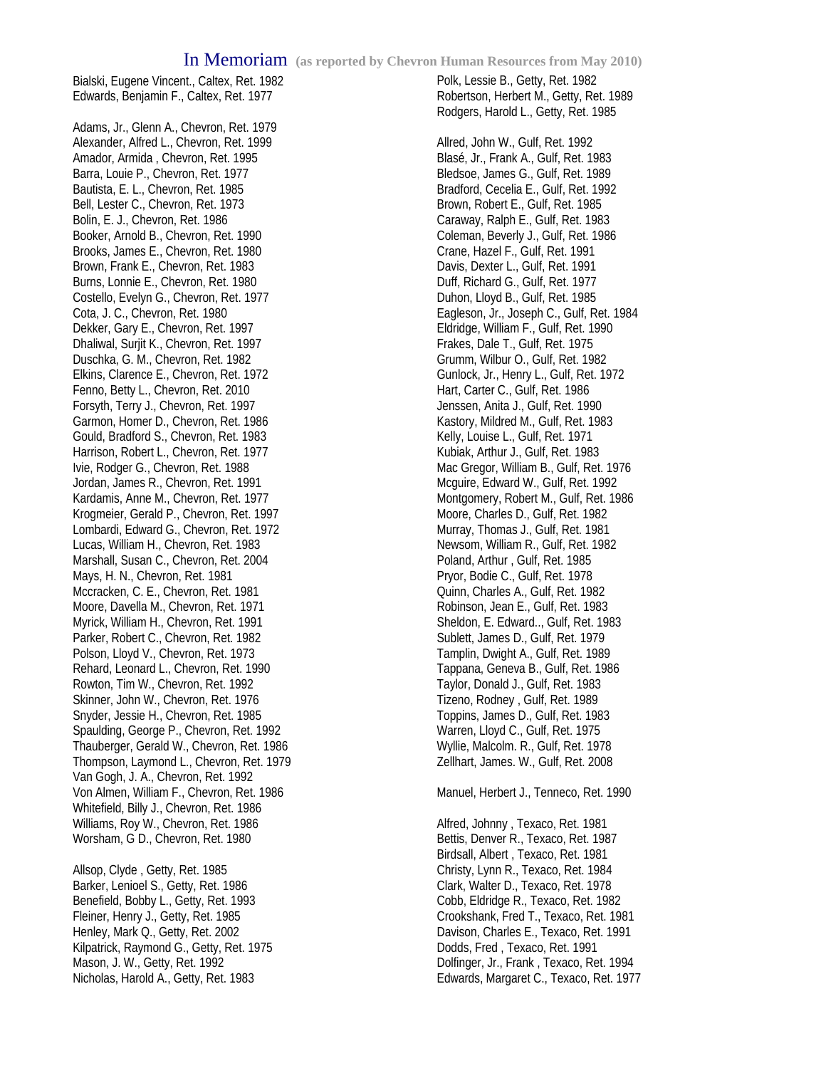# In Memoriam (as reported by Chevron Human Resources from May 2010)

Bialski, Eugene Vincent., Caltex, Ret. 1982
Edwards, Benjamin F., Caltex, Ret. 1977

Adams, Jr., Glenn A., Chevron, Ret. 1979
Alexander, Alfred L., Chevron, Ret. 1999
Amador, Armida , Chevron, Ret. 1995
Barra, Louie P., Chevron, Ret. 1977
Bautista, E. L., Chevron, Ret. 1985
Bell, Lester C., Chevron, Ret. 1973
Bolin, E. J., Chevron, Ret. 1986
Booker, Arnold B., Chevron, Ret. 1990
Brooks, James E., Chevron, Ret. 1980
Brown, Frank E., Chevron, Ret. 1983
Burns, Lonnie E., Chevron, Ret. 1980
Costello, Evelyn G., Chevron, Ret. 1977
Cota, J. C., Chevron, Ret. 1980
Dekker, Gary E., Chevron, Ret. 1997
Dhaliwal, Surjit K., Chevron, Ret. 1997
Duschka, G. M., Chevron, Ret. 1982
Elkins, Clarence E., Chevron, Ret. 1972
Fenno, Betty L., Chevron, Ret. 2010
Forsyth, Terry J., Chevron, Ret. 1997
Garmon, Homer D., Chevron, Ret. 1986
Gould, Bradford S., Chevron, Ret. 1983
Harrison, Robert L., Chevron, Ret. 1977
Ivie, Rodger G., Chevron, Ret. 1988
Jordan, James R., Chevron, Ret. 1991
Kardamis, Anne M., Chevron, Ret. 1977
Krogmeier, Gerald P., Chevron, Ret. 1997
Lombardi, Edward G., Chevron, Ret. 1972
Lucas, William H., Chevron, Ret. 1983
Marshall, Susan C., Chevron, Ret. 2004
Mays, H. N., Chevron, Ret. 1981
Mccracken, C. E., Chevron, Ret. 1981
Moore, Davella M., Chevron, Ret. 1971
Myrick, William H., Chevron, Ret. 1991
Parker, Robert C., Chevron, Ret. 1982
Polson, Lloyd V., Chevron, Ret. 1973
Rehard, Leonard L., Chevron, Ret. 1990
Rowton, Tim W., Chevron, Ret. 1992
Skinner, John W., Chevron, Ret. 1976
Snyder, Jessie H., Chevron, Ret. 1985
Spaulding, George P., Chevron, Ret. 1992
Thauberger, Gerald W., Chevron, Ret. 1986
Thompson, Laymond L., Chevron, Ret. 1979
Van Gogh, J. A., Chevron, Ret. 1992
Von Almen, William F., Chevron, Ret. 1986
Whitefield, Billy J., Chevron, Ret. 1986
Williams, Roy W., Chevron, Ret. 1986
Worsham, G D., Chevron, Ret. 1980

Allsop, Clyde , Getty, Ret. 1985
Barker, Lenioel S., Getty, Ret. 1986
Benefield, Bobby L., Getty, Ret. 1993
Fleiner, Henry J., Getty, Ret. 1985
Henley, Mark Q., Getty, Ret. 2002
Kilpatrick, Raymond G., Getty, Ret. 1975
Mason, J. W., Getty, Ret. 1992
Nicholas, Harold A., Getty, Ret. 1983
Polk, Lessie B., Getty, Ret. 1982
Robertson, Herbert M., Getty, Ret. 1989
Rodgers, Harold L., Getty, Ret. 1985

Allred, John W., Gulf, Ret. 1992
Blasé, Jr., Frank A., Gulf, Ret. 1983
Bledsoe, James G., Gulf, Ret. 1989
Bradford, Cecelia E., Gulf, Ret. 1992
Brown, Robert E., Gulf, Ret. 1985
Caraway, Ralph E., Gulf, Ret. 1983
Coleman, Beverly J., Gulf, Ret. 1986
Crane, Hazel F., Gulf, Ret. 1991
Davis, Dexter L., Gulf, Ret. 1991
Duff, Richard G., Gulf, Ret. 1977
Duhon, Lloyd B., Gulf, Ret. 1985
Eagleson, Jr., Joseph C., Gulf, Ret. 1984
Eldridge, William F., Gulf, Ret. 1990
Frakes, Dale T., Gulf, Ret. 1975
Grumm, Wilbur O., Gulf, Ret. 1982
Gunlock, Jr., Henry L., Gulf, Ret. 1972
Hart, Carter C., Gulf, Ret. 1986
Jenssen, Anita J., Gulf, Ret. 1990
Kastory, Mildred M., Gulf, Ret. 1983
Kelly, Louise L., Gulf, Ret. 1971
Kubiak, Arthur J., Gulf, Ret. 1983
Mac Gregor, William B., Gulf, Ret. 1976
Mcguire, Edward W., Gulf, Ret. 1992
Montgomery, Robert M., Gulf, Ret. 1986
Moore, Charles D., Gulf, Ret. 1982
Murray, Thomas J., Gulf, Ret. 1981
Newsom, William R., Gulf, Ret. 1982
Poland, Arthur , Gulf, Ret. 1985
Pryor, Bodie C., Gulf, Ret. 1978
Quinn, Charles A., Gulf, Ret. 1982
Robinson, Jean E., Gulf, Ret. 1983
Sheldon, E. Edward.., Gulf, Ret. 1983
Sublett, James D., Gulf, Ret. 1979
Tamplin, Dwight A., Gulf, Ret. 1989
Tappana, Geneva B., Gulf, Ret. 1986
Taylor, Donald J., Gulf, Ret. 1983
Tizeno, Rodney , Gulf, Ret. 1989
Toppins, James D., Gulf, Ret. 1983
Warren, Lloyd C., Gulf, Ret. 1975
Wyllie, Malcolm. R., Gulf, Ret. 1978
Zellhart, James. W., Gulf, Ret. 2008

Manuel, Herbert J., Tenneco, Ret. 1990

Alfred, Johnny , Texaco, Ret. 1981
Bettis, Denver R., Texaco, Ret. 1987
Birdsall, Albert , Texaco, Ret. 1981
Christy, Lynn R., Texaco, Ret. 1984
Clark, Walter D., Texaco, Ret. 1978
Cobb, Eldridge R., Texaco, Ret. 1982
Crookshank, Fred T., Texaco, Ret. 1981
Davison, Charles E., Texaco, Ret. 1991
Dodds, Fred , Texaco, Ret. 1991
Dolfinger, Jr., Frank , Texaco, Ret. 1994
Edwards, Margaret C., Texaco, Ret. 1977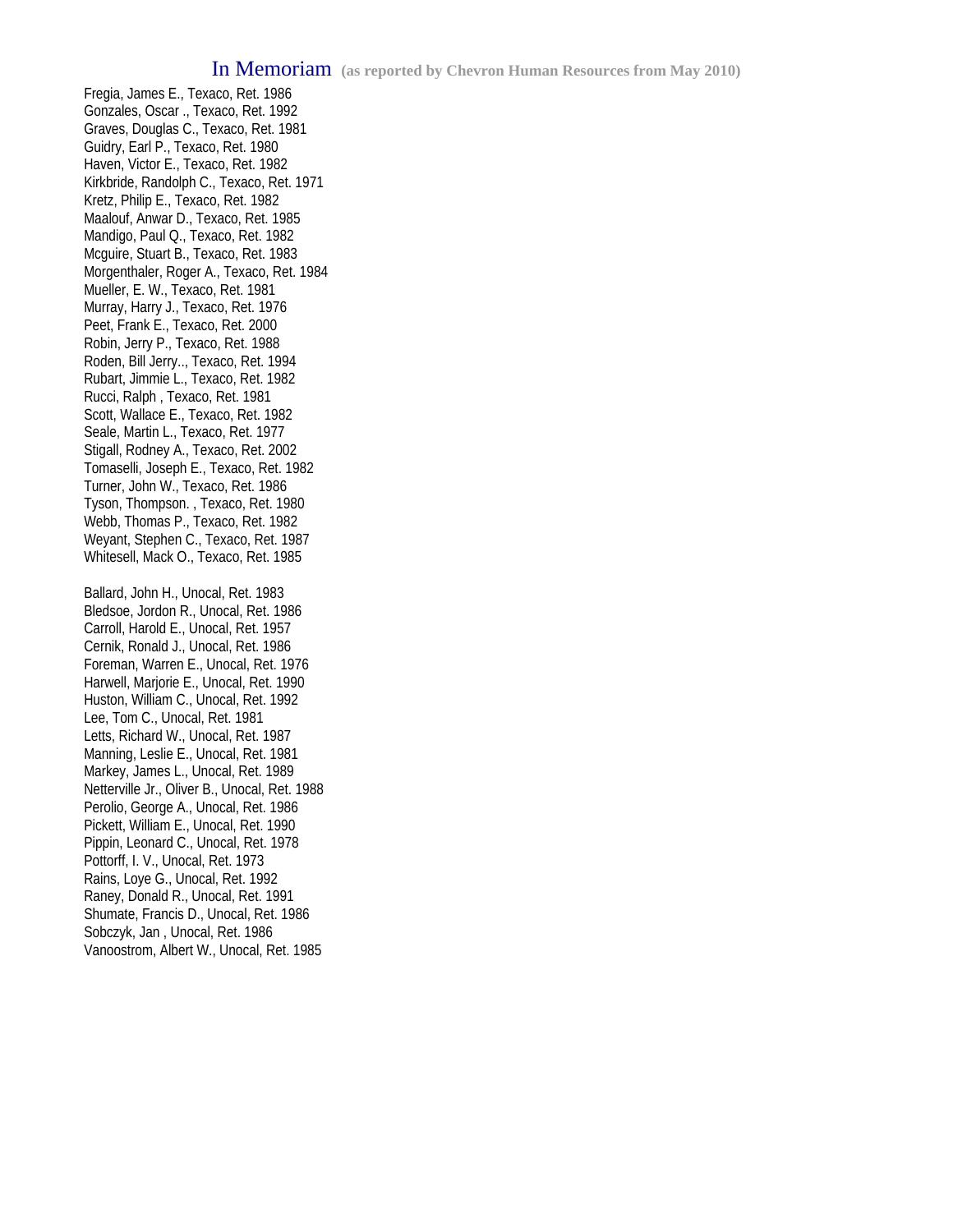# In Memoriam (as reported by Chevron Human Resources from May 2010)

Fregia, James E., Texaco, Ret. 1986
Gonzales, Oscar ., Texaco, Ret. 1992
Graves, Douglas C., Texaco, Ret. 1981
Guidry, Earl P., Texaco, Ret. 1980
Haven, Victor E., Texaco, Ret. 1982
Kirkbride, Randolph C., Texaco, Ret. 1971
Kretz, Philip E., Texaco, Ret. 1982
Maalouf, Anwar D., Texaco, Ret. 1985
Mandigo, Paul Q., Texaco, Ret. 1982
Mcguire, Stuart B., Texaco, Ret. 1983
Morgenthaler, Roger A., Texaco, Ret. 1984
Mueller, E. W., Texaco, Ret. 1981
Murray, Harry J., Texaco, Ret. 1976
Peet, Frank E., Texaco, Ret. 2000
Robin, Jerry P., Texaco, Ret. 1988
Roden, Bill Jerry.., Texaco, Ret. 1994
Rubart, Jimmie L., Texaco, Ret. 1982
Rucci, Ralph , Texaco, Ret. 1981
Scott, Wallace E., Texaco, Ret. 1982
Seale, Martin L., Texaco, Ret. 1977
Stigall, Rodney A., Texaco, Ret. 2002
Tomaselli, Joseph E., Texaco, Ret. 1982
Turner, John W., Texaco, Ret. 1986
Tyson, Thompson. , Texaco, Ret. 1980
Webb, Thomas P., Texaco, Ret. 1982
Weyant, Stephen C., Texaco, Ret. 1987
Whitesell, Mack O., Texaco, Ret. 1985

Ballard, John H., Unocal, Ret. 1983
Bledsoe, Jordon R., Unocal, Ret. 1986
Carroll, Harold E., Unocal, Ret. 1957
Cernik, Ronald J., Unocal, Ret. 1986
Foreman, Warren E., Unocal, Ret. 1976
Harwell, Marjorie E., Unocal, Ret. 1990
Huston, William C., Unocal, Ret. 1992
Lee, Tom C., Unocal, Ret. 1981
Letts, Richard W., Unocal, Ret. 1987
Manning, Leslie E., Unocal, Ret. 1981
Markey, James L., Unocal, Ret. 1989
Netterville Jr., Oliver B., Unocal, Ret. 1988
Perolio, George A., Unocal, Ret. 1986
Pickett, William E., Unocal, Ret. 1990
Pippin, Leonard C., Unocal, Ret. 1978
Pottorff, I. V., Unocal, Ret. 1973
Rains, Loye G., Unocal, Ret. 1992
Raney, Donald R., Unocal, Ret. 1991
Shumate, Francis D., Unocal, Ret. 1986
Sobczyk, Jan , Unocal, Ret. 1986
Vanoostrom, Albert W., Unocal, Ret. 1985